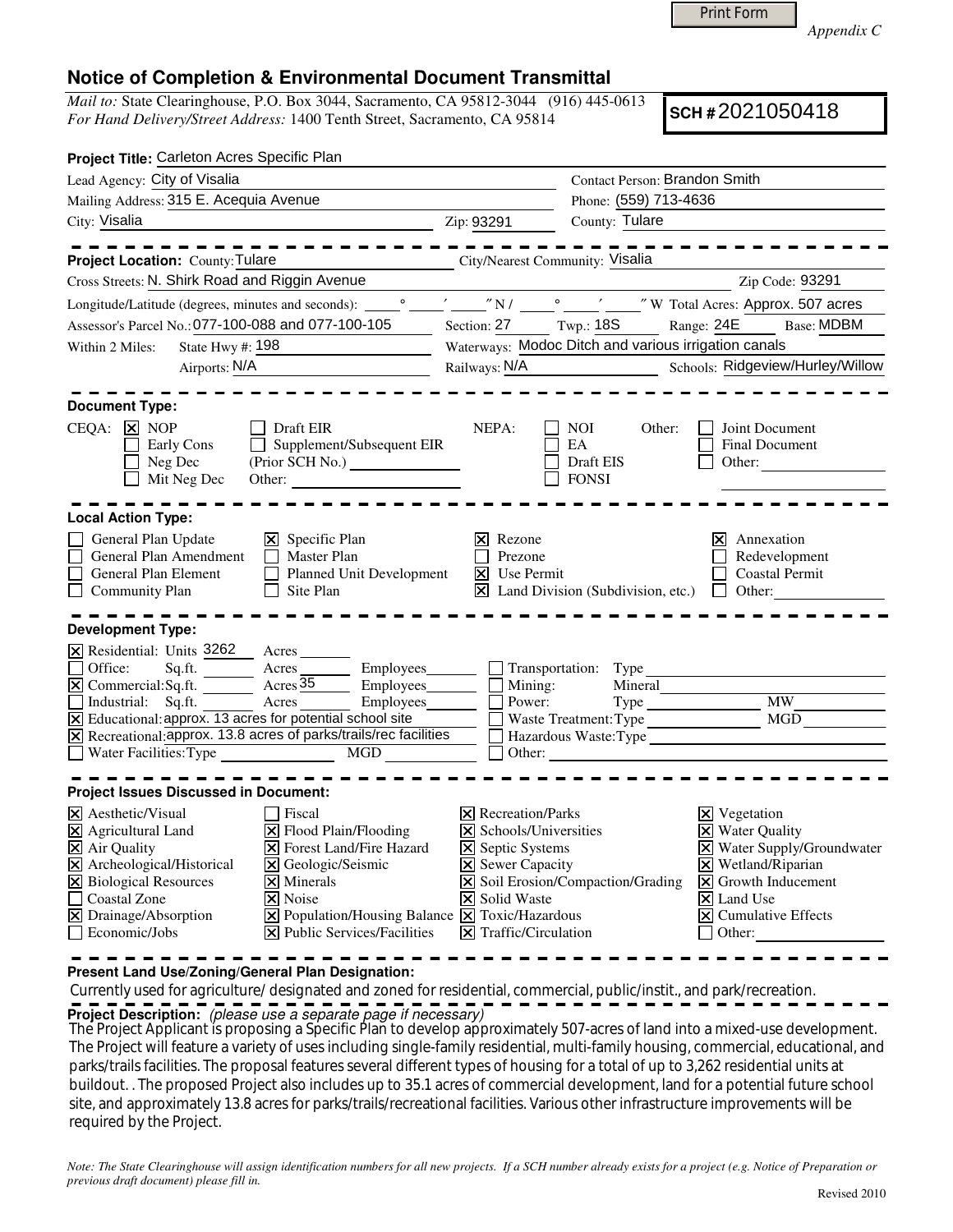*Appendix C*

## Notice of Completion & Environmental Document Transmittal

*Mail to:* State Clearinghouse, P.O. Box 3044, Sacramento, CA 95812-3044 (916) 445-0613
*For Hand Delivery/Street Address:* 1400 Tenth Street, Sacramento, CA 95814

**SCH #** 2021050418

**Project Title:** Carleton Acres Specific Plan

Lead Agency: City of Visalia
Contact Person: Brandon Smith
Mailing Address: 315 E. Acequia Avenue
Phone: (559) 713-4636
City: Visalia
Zip: 93291
County: Tulare

**Project Location:** County: Tulare
City/Nearest Community: Visalia
Cross Streets: N. Shirk Road and Riggin Avenue
Zip Code: 93291
Longitude/Latitude (degrees, minutes and seconds): ____° ____′ ____″ N / ____° ____′ ____″ W Total Acres: Approx. 507 acres
Assessor's Parcel No.: 077-100-088 and 077-100-105
Section: 27 Twp.: 18S Range: 24E Base: MDBM
Within 2 Miles: State Hwy #: 198
Waterways: Modoc Ditch and various irrigation canals
Airports: N/A
Railways: N/A
Schools: Ridgeview/Hurley/Willow

**Document Type:**

CEQA: [x] NOP [ ] Draft EIR [ ] Early Cons [ ] Supplement/Subsequent EIR (Prior SCH No.) ______ [ ] Neg Dec [ ] Mit Neg Dec Other: ______

NEPA: [ ] NOI [ ] EA [ ] Draft EIS [ ] FONSI

Other: [ ] Joint Document [ ] Final Document [ ] Other: ______

**Local Action Type:**

- [ ] General Plan Update
- [ ] General Plan Amendment
- [ ] General Plan Element
- [ ] Community Plan
- [x] Specific Plan
- [ ] Master Plan
- [ ] Planned Unit Development
- [ ] Site Plan
- [x] Rezone
- [ ] Prezone
- [x] Use Permit
- [x] Land Division (Subdivision, etc.)
- [x] Annexation
- [ ] Redevelopment
- [ ] Coastal Permit
- [ ] Other: ______

**Development Type:**

- [x] Residential: Units 3262 Acres ______
- [ ] Office: Sq.ft. ______ Acres ______ Employees ______
- [x] Commercial: Sq.ft. ______ Acres 35 Employees ______
- [ ] Industrial: Sq.ft. ______ Acres ______ Employees ______
- [x] Educational: approx. 13 acres for potential school site
- [x] Recreational: approx. 13.8 acres of parks/trails/rec facilities
- [ ] Water Facilities: Type ______ MGD ______
- [ ] Transportation: Type ______
- [ ] Mining: Mineral ______
- [ ] Power: Type ______ MW ______
- [ ] Waste Treatment: Type ______ MGD ______
- [ ] Hazardous Waste: Type ______
- [ ] Other: ______

**Project Issues Discussed in Document:**

- [x] Aesthetic/Visual
- [x] Agricultural Land
- [x] Air Quality
- [x] Archeological/Historical
- [x] Biological Resources
- [ ] Coastal Zone
- [x] Drainage/Absorption
- [ ] Economic/Jobs
- [ ] Fiscal
- [x] Flood Plain/Flooding
- [x] Forest Land/Fire Hazard
- [x] Geologic/Seismic
- [x] Minerals
- [x] Noise
- [x] Population/Housing Balance
- [x] Public Services/Facilities
- [x] Recreation/Parks
- [x] Schools/Universities
- [x] Septic Systems
- [x] Sewer Capacity
- [x] Soil Erosion/Compaction/Grading
- [x] Solid Waste
- [x] Toxic/Hazardous
- [x] Traffic/Circulation
- [x] Vegetation
- [x] Water Quality
- [x] Water Supply/Groundwater
- [x] Wetland/Riparian
- [x] Growth Inducement
- [x] Land Use
- [x] Cumulative Effects
- [ ] Other: ______

**Present Land Use/Zoning/General Plan Designation:**
Currently used for agriculture/ designated and zoned for residential, commercial, public/instit., and park/recreation.

**Project Description:** *(please use a separate page if necessary)*
The Project Applicant is proposing a Specific Plan to develop approximately 507-acres of land into a mixed-use development. The Project will feature a variety of uses including single-family residential, multi-family housing, commercial, educational, and parks/trails facilities. The proposal features several different types of housing for a total of up to 3,262 residential units at buildout. . The proposed Project also includes up to 35.1 acres of commercial development, land for a potential future school site, and approximately 13.8 acres for parks/trails/recreational facilities. Various other infrastructure improvements will be required by the Project.

*Note: The State Clearinghouse will assign identification numbers for all new projects. If a SCH number already exists for a project (e.g. Notice of Preparation or previous draft document) please fill in.*

Revised 2010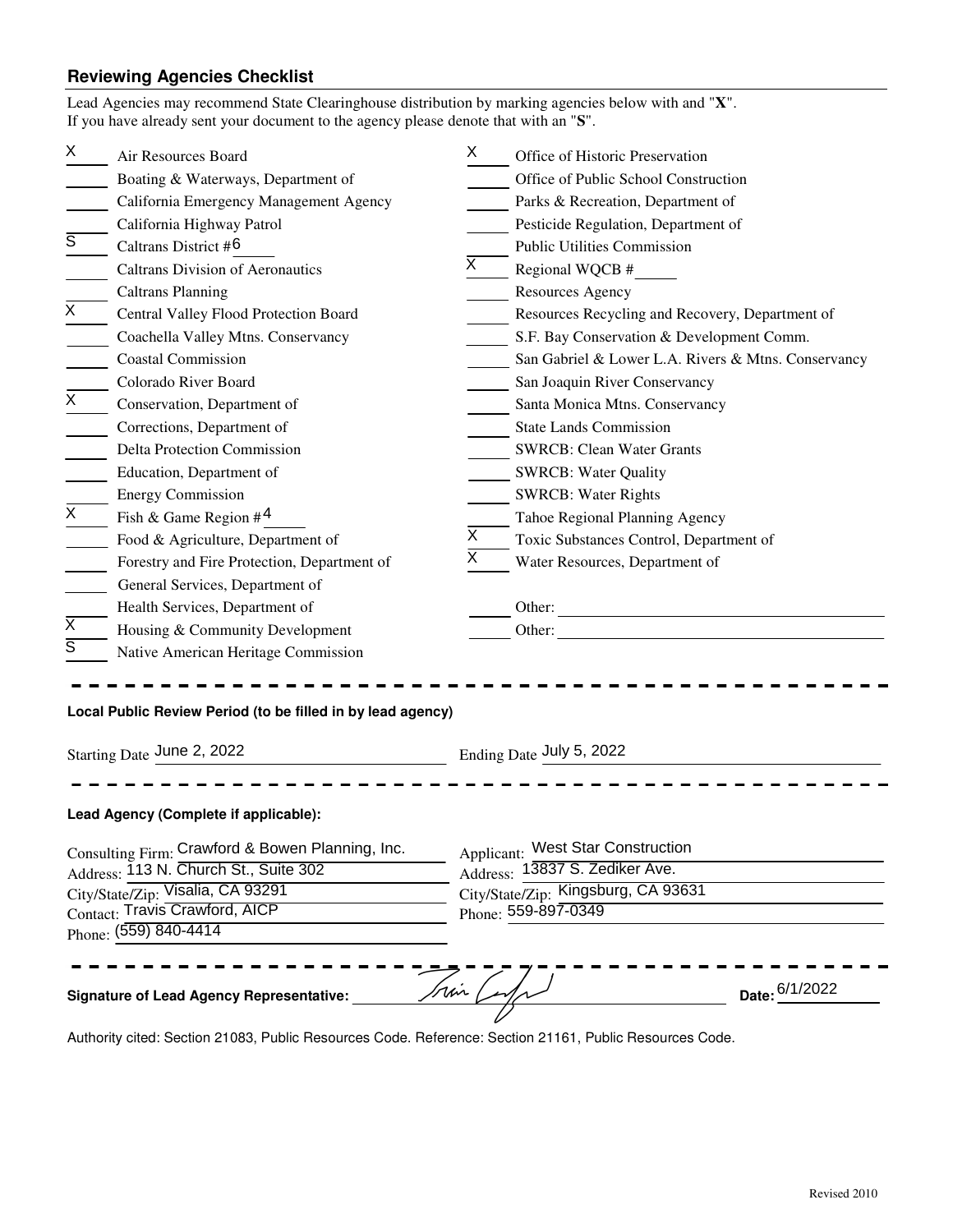## Reviewing Agencies Checklist

Lead Agencies may recommend State Clearinghouse distribution by marking agencies below with and "**X**".
If you have already sent your document to the agency please denote that with an "**S**".

| | | | |
|---|---|---|---|
| X | Air Resources Board | X | Office of Historic Preservation |
| | Boating & Waterways, Department of | | Office of Public School Construction |
| | California Emergency Management Agency | | Parks & Recreation, Department of |
| | California Highway Patrol | | Pesticide Regulation, Department of |
| S | Caltrans District # 6 | | Public Utilities Commission |
| | Caltrans Division of Aeronautics | X | Regional WQCB # |
| | Caltrans Planning | | Resources Agency |
| X | Central Valley Flood Protection Board | | Resources Recycling and Recovery, Department of |
| | Coachella Valley Mtns. Conservancy | | S.F. Bay Conservation & Development Comm. |
| | Coastal Commission | | San Gabriel & Lower L.A. Rivers & Mtns. Conservancy |
| | Colorado River Board | | San Joaquin River Conservancy |
| X | Conservation, Department of | | Santa Monica Mtns. Conservancy |
| | Corrections, Department of | | State Lands Commission |
| | Delta Protection Commission | | SWRCB: Clean Water Grants |
| | Education, Department of | | SWRCB: Water Quality |
| | Energy Commission | | SWRCB: Water Rights |
| X | Fish & Game Region # 4 | | Tahoe Regional Planning Agency |
| | Food & Agriculture, Department of | X | Toxic Substances Control, Department of |
| | Forestry and Fire Protection, Department of | X | Water Resources, Department of |
| | General Services, Department of | | |
| | Health Services, Department of | | Other: |
| X | Housing & Community Development | | Other: |
| S | Native American Heritage Commission | | |

---

**Local Public Review Period (to be filled in by lead agency)**

Starting Date June 2, 2022  Ending Date July 5, 2022

---

**Lead Agency (Complete if applicable):**

Consulting Firm: Crawford & Bowen Planning, Inc.
Address: 113 N. Church St., Suite 302
City/State/Zip: Visalia, CA 93291
Contact: Travis Crawford, AICP
Phone: (559) 840-4414

Applicant: West Star Construction
Address: 13837 S. Zediker Ave.
City/State/Zip: Kingsburg, CA 93631
Phone: 559-897-0349

---

**Signature of Lead Agency Representative:** [signature] **Date:** 6/1/2022

Authority cited: Section 21083, Public Resources Code. Reference: Section 21161, Public Resources Code.

Revised 2010